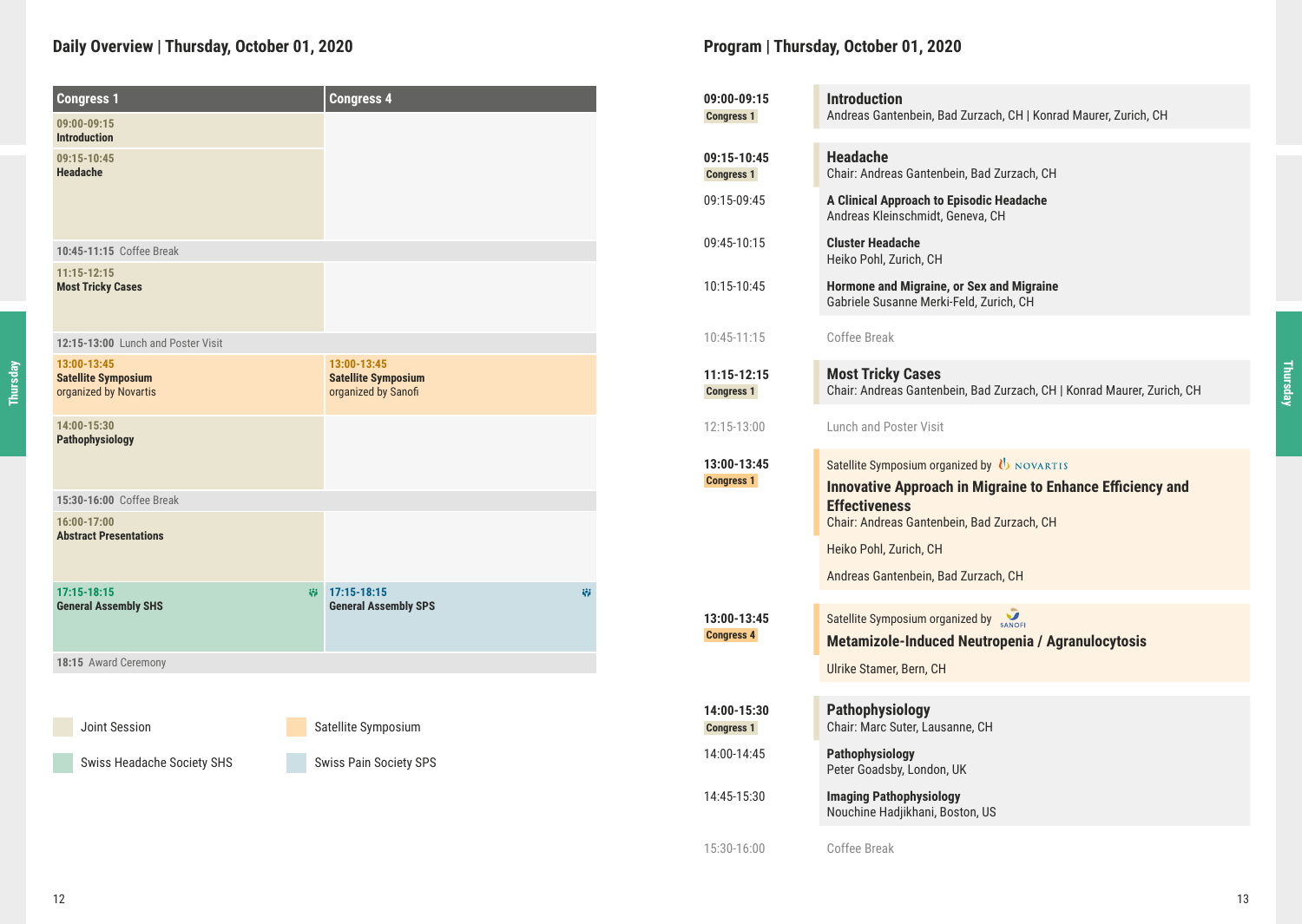## Daily Overview | Thursday, October 01, 2020

| Congress 1 | Congress 4 |
|---|---|
| **09:00-09:15** **Introduction** | |
| **09:15-10:45** **Headache** | |
| **10:45-11:15** Coffee Break | |
| **11:15-12:15** **Most Tricky Cases** | |
| **12:15-13:00** Lunch and Poster Visit | |
| **13:00-13:45** **Satellite Symposium** organized by Novartis | **13:00-13:45** **Satellite Symposium** organized by Sanofi |
| **14:00-15:30** **Pathophysiology** | |
| **15:30-16:00** Coffee Break | |
| **16:00-17:00** **Abstract Presentations** | |
| **17:15-18:15** **General Assembly SHS** | **17:15-18:15** **General Assembly SPS** |
| **18:15** Award Ceremony | |

Joint Session | Satellite Symposium | Swiss Headache Society SHS | Swiss Pain Society SPS

## Program | Thursday, October 01, 2020

**09:00-09:15** Congress 1
### Introduction
Andreas Gantenbein, Bad Zurzach, CH | Konrad Maurer, Zurich, CH

**09:15-10:45** Congress 1
### Headache
Chair: Andreas Gantenbein, Bad Zurzach, CH

09:15-09:45 **A Clinical Approach to Episodic Headache**
Andreas Kleinschmidt, Geneva, CH

09:45-10:15 **Cluster Headache**
Heiko Pohl, Zurich, CH

10:15-10:45 **Hormone and Migraine, or Sex and Migraine**
Gabriele Susanne Merki-Feld, Zurich, CH

10:45-11:15 Coffee Break

**11:15-12:15** Congress 1
### Most Tricky Cases
Chair: Andreas Gantenbein, Bad Zurzach, CH | Konrad Maurer, Zurich, CH

12:15-13:00 Lunch and Poster Visit

**13:00-13:45** Congress 1
Satellite Symposium organized by NOVARTIS
### Innovative Approach in Migraine to Enhance Efficiency and Effectiveness
Chair: Andreas Gantenbein, Bad Zurzach, CH

Heiko Pohl, Zurich, CH

Andreas Gantenbein, Bad Zurzach, CH

**13:00-13:45** Congress 4
Satellite Symposium organized by SANOFI
### Metamizole-Induced Neutropenia / Agranulocytosis
Ulrike Stamer, Bern, CH

**14:00-15:30** Congress 1
### Pathophysiology
Chair: Marc Suter, Lausanne, CH

14:00-14:45 **Pathophysiology**
Peter Goadsby, London, UK

14:45-15:30 **Imaging Pathophysiology**
Nouchine Hadjikhani, Boston, US

15:30-16:00 Coffee Break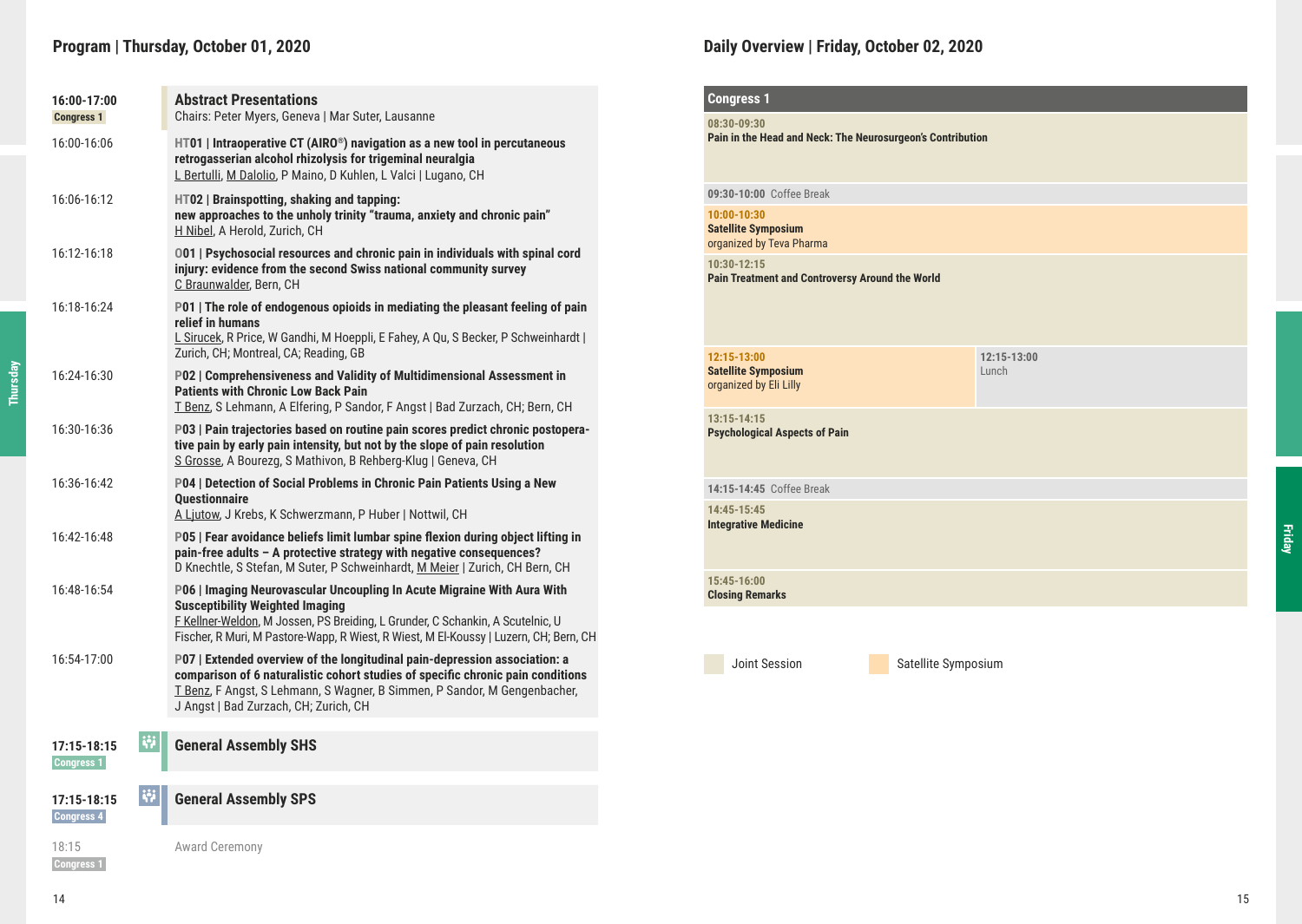## Program | Thursday, October 01, 2020

**16:00-17:00** Congress 1

### Abstract Presentations

Chairs: Peter Myers, Geneva | Mar Suter, Lausanne

16:00-16:06 — **HT01 | Intraoperative CT (AIRO®) navigation as a new tool in percutaneous retrogasserian alcohol rhizolysis for trigeminal neuralgia**
L Bertulli, M Dalolio, P Maino, D Kuhlen, L Valci | Lugano, CH

16:06-16:12 — **HT02 | Brainspotting, shaking and tapping: new approaches to the unholy trinity "trauma, anxiety and chronic pain"**
H Nibel, A Herold, Zurich, CH

16:12-16:18 — **O01 | Psychosocial resources and chronic pain in individuals with spinal cord injury: evidence from the second Swiss national community survey**
C Braunwalder, Bern, CH

16:18-16:24 — **P01 | The role of endogenous opioids in mediating the pleasant feeling of pain relief in humans**
L Sirucek, R Price, W Gandhi, M Hoeppli, E Fahey, A Qu, S Becker, P Schweinhardt | Zurich, CH; Montreal, CA; Reading, GB

16:24-16:30 — **P02 | Comprehensiveness and Validity of Multidimensional Assessment in Patients with Chronic Low Back Pain**
T Benz, S Lehmann, A Elfering, P Sandor, F Angst | Bad Zurzach, CH; Bern, CH

16:30-16:36 — **P03 | Pain trajectories based on routine pain scores predict chronic postoperative pain by early pain intensity, but not by the slope of pain resolution**
S Grosse, A Bourezg, S Mathivon, B Rehberg-Klug | Geneva, CH

16:36-16:42 — **P04 | Detection of Social Problems in Chronic Pain Patients Using a New Questionnaire**
A Ljutow, J Krebs, K Schwerzmann, P Huber | Nottwil, CH

16:42-16:48 — **P05 | Fear avoidance beliefs limit lumbar spine flexion during object lifting in pain-free adults – A protective strategy with negative consequences?**
D Knechtle, S Stefan, M Suter, P Schweinhardt, M Meier | Zurich, CH Bern, CH

16:48-16:54 — **P06 | Imaging Neurovascular Uncoupling In Acute Migraine With Aura With Susceptibility Weighted Imaging**
F Kellner-Weldon, M Jossen, PS Breiding, L Grunder, C Schankin, A Scutelnic, U Fischer, R Muri, M Pastore-Wapp, R Wiest, R Wiest, M El-Koussy | Luzern, CH; Bern, CH

16:54-17:00 — **P07 | Extended overview of the longitudinal pain-depression association: a comparison of 6 naturalistic cohort studies of specific chronic pain conditions**
T Benz, F Angst, S Lehmann, S Wagner, B Simmen, P Sandor, M Gengenbacher, J Angst | Bad Zurzach, CH; Zurich, CH

**17:15-18:15** Congress 1

### General Assembly SHS

**17:15-18:15** Congress 4

### General Assembly SPS

18:15 Congress 1 — Award Ceremony

## Daily Overview | Friday, October 02, 2020

**Congress 1**

| Time | Session |
|---|---|
| 08:30-09:30 | **Pain in the Head and Neck: The Neurosurgeon's Contribution** |
| 09:30-10:00 | Coffee Break |
| 10:00-10:30 | **Satellite Symposium** organized by Teva Pharma |
| 10:30-12:15 | **Pain Treatment and Controversy Around the World** |
| 12:15-13:00 | **Satellite Symposium** organized by Eli Lilly / 12:15-13:00 Lunch |
| 13:15-14:15 | **Psychological Aspects of Pain** |
| 14:15-14:45 | Coffee Break |
| 14:45-15:45 | **Integrative Medicine** |
| 15:45-16:00 | **Closing Remarks** |

Joint Session | Satellite Symposium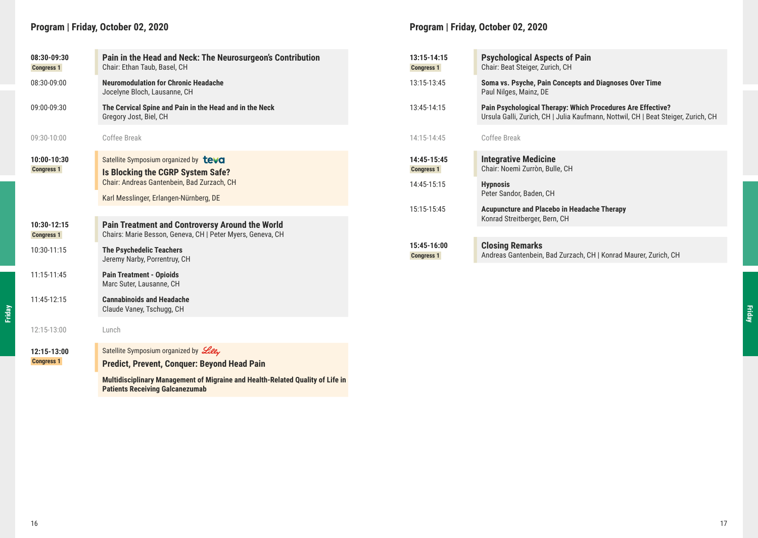## Program | Friday, October 02, 2020

**08:30-09:30** Congress 1

### Pain in the Head and Neck: The Neurosurgeon's Contribution
Chair: Ethan Taub, Basel, CH

08:30-09:00 **Neuromodulation for Chronic Headache**
Jocelyne Bloch, Lausanne, CH

09:00-09:30 **The Cervical Spine and Pain in the Head and in the Neck**
Gregory Jost, Biel, CH

09:30-10:00 Coffee Break

**10:00-10:30** Congress 1

Satellite Symposium organized by teva

### Is Blocking the CGRP System Safe?
Chair: Andreas Gantenbein, Bad Zurzach, CH

Karl Messlinger, Erlangen-Nürnberg, DE

**10:30-12:15** Congress 1

### Pain Treatment and Controversy Around the World
Chairs: Marie Besson, Geneva, CH | Peter Myers, Geneva, CH

10:30-11:15 **The Psychedelic Teachers**
Jeremy Narby, Porrentruy, CH

11:15-11:45 **Pain Treatment - Opioids**
Marc Suter, Lausanne, CH

11:45-12:15 **Cannabinoids and Headache**
Claude Vaney, Tschugg, CH

12:15-13:00 Lunch

**12:15-13:00** Congress 1

Satellite Symposium organized by Lilly

### Predict, Prevent, Conquer: Beyond Head Pain

**Multidisciplinary Management of Migraine and Health-Related Quality of Life in Patients Receiving Galcanezumab**

**13:15-14:15** Congress 1

### Psychological Aspects of Pain
Chair: Beat Steiger, Zurich, CH

13:15-13:45 **Soma vs. Psyche, Pain Concepts and Diagnoses Over Time**
Paul Nilges, Mainz, DE

13:45-14:15 **Pain Psychological Therapy: Which Procedures Are Effective?**
Ursula Galli, Zurich, CH | Julia Kaufmann, Nottwil, CH | Beat Steiger, Zurich, CH

14:15-14:45 Coffee Break

**14:45-15:45** Congress 1

### Integrative Medicine
Chair: Noemì Zurròn, Bulle, CH

14:45-15:15 **Hypnosis**
Peter Sandor, Baden, CH

15:15-15:45 **Acupuncture and Placebo in Headache Therapy**
Konrad Streitberger, Bern, CH

**15:45-16:00** Congress 1

### Closing Remarks
Andreas Gantenbein, Bad Zurzach, CH | Konrad Maurer, Zurich, CH